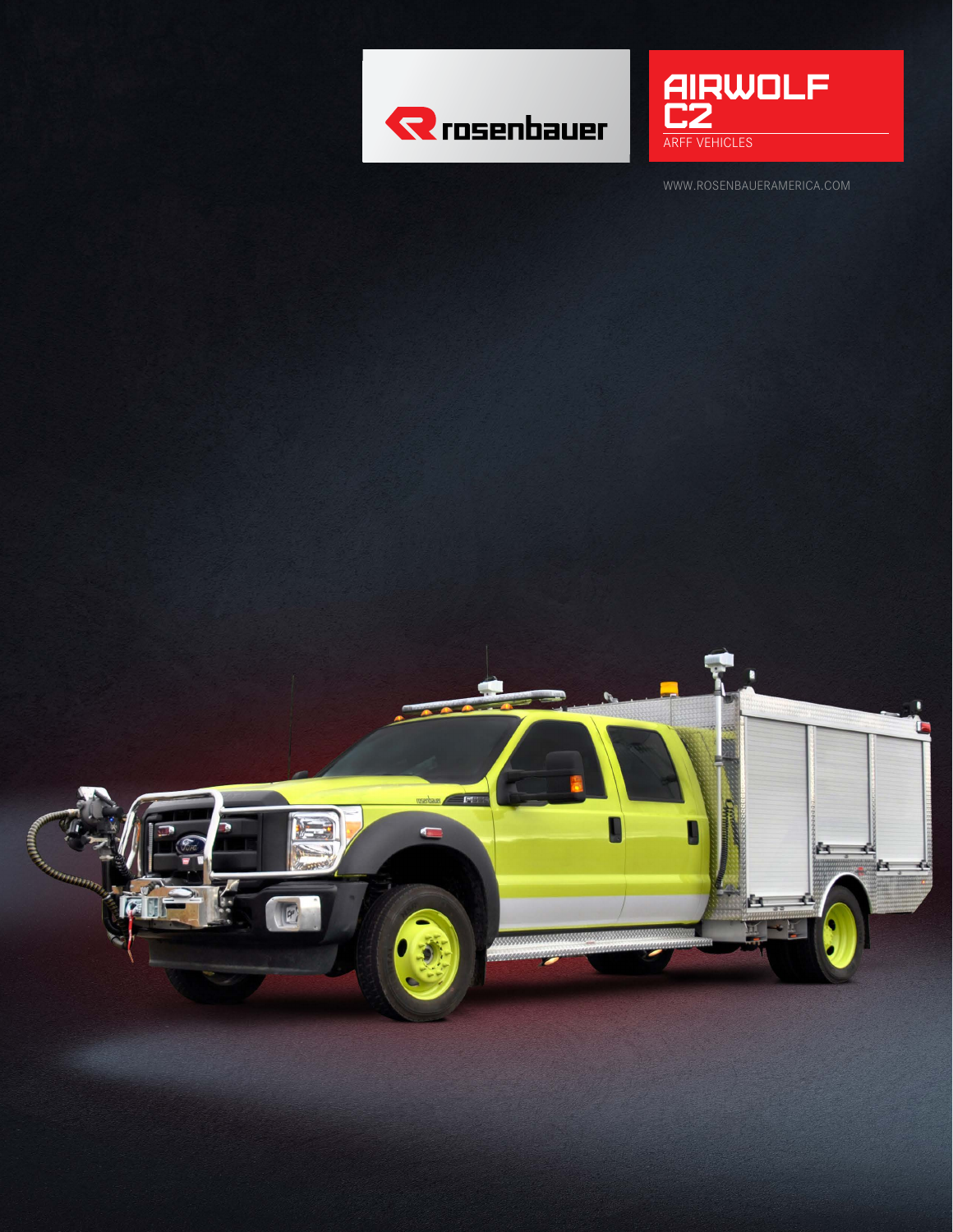rosenbauer

# AIRWOLF C2

ARFF VEHICLES

WWW.ROSENBAUERAMERICA.COM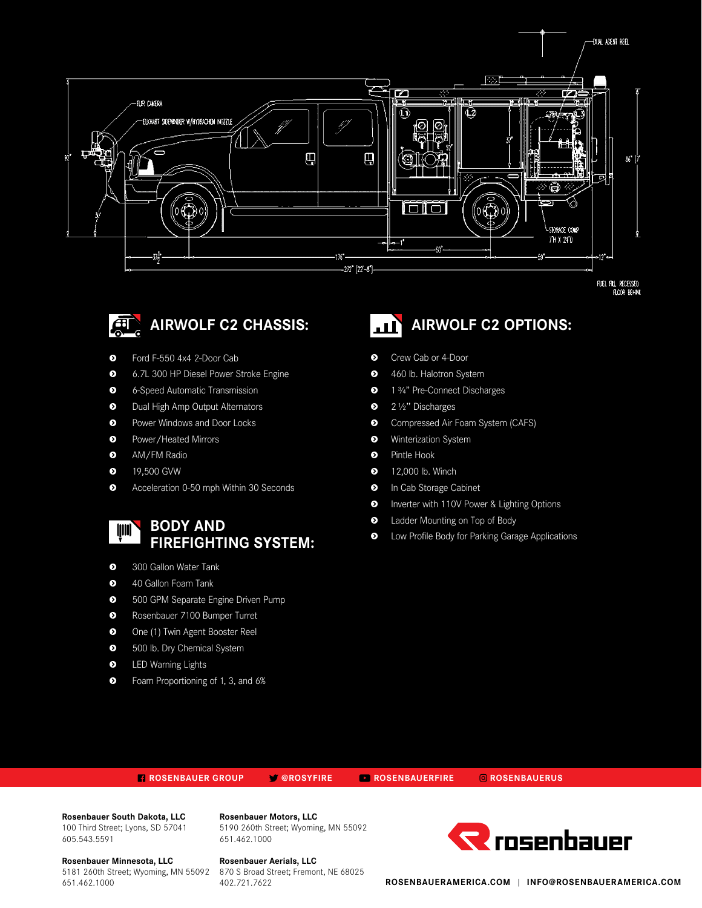DUAL AGENT REEL

FLIR CAMERA

ELKHART SIDEWINDER W/HYDROCHEM NOZZLE

92"

30"

L1

L2

L3

52"

37"

86" [7'

STORAGE COMP
7"H X 24"D

37½"

176"

272" [22'-8"]

1"

60"

59"

12"

FUEL FILL RECESSED
FLOOR BEHIND

## AIRWOLF C2 CHASSIS:

- Ford F-550 4x4 2-Door Cab
- 6.7L 300 HP Diesel Power Stroke Engine
- 6-Speed Automatic Transmission
- Dual High Amp Output Alternators
- Power Windows and Door Locks
- Power/Heated Mirrors
- AM/FM Radio
- 19,500 GVW
- Acceleration 0-50 mph Within 30 Seconds

## BODY AND FIREFIGHTING SYSTEM:

- 300 Gallon Water Tank
- 40 Gallon Foam Tank
- 500 GPM Separate Engine Driven Pump
- Rosenbauer 7100 Bumper Turret
- One (1) Twin Agent Booster Reel
- 500 lb. Dry Chemical System
- LED Warning Lights
- Foam Proportioning of 1, 3, and 6%

## AIRWOLF C2 OPTIONS:

- Crew Cab or 4-Door
- 460 lb. Halotron System
- 1 ¾" Pre-Connect Discharges
- 2 ½" Discharges
- Compressed Air Foam System (CAFS)
- Winterization System
- Pintle Hook
- 12,000 lb. Winch
- In Cab Storage Cabinet
- Inverter with 110V Power & Lighting Options
- Ladder Mounting on Top of Body
- Low Profile Body for Parking Garage Applications

ROSENBAUER GROUP | @ROSYFIRE | ROSENBAUERFIRE | ROSENBAUERUS

**Rosenbauer South Dakota, LLC**
100 Third Street; Lyons, SD 57041
605.543.5591

**Rosenbauer Motors, LLC**
5190 260th Street; Wyoming, MN 55092
651.462.1000

**Rosenbauer Minnesota, LLC**
5181 260th Street; Wyoming, MN 55092
651.462.1000

**Rosenbauer Aerials, LLC**
870 S Broad Street; Fremont, NE 68025
402.721.7622

rosenbauer

ROSENBAUERAMERICA.COM | INFO@ROSENBAUERAMERICA.COM